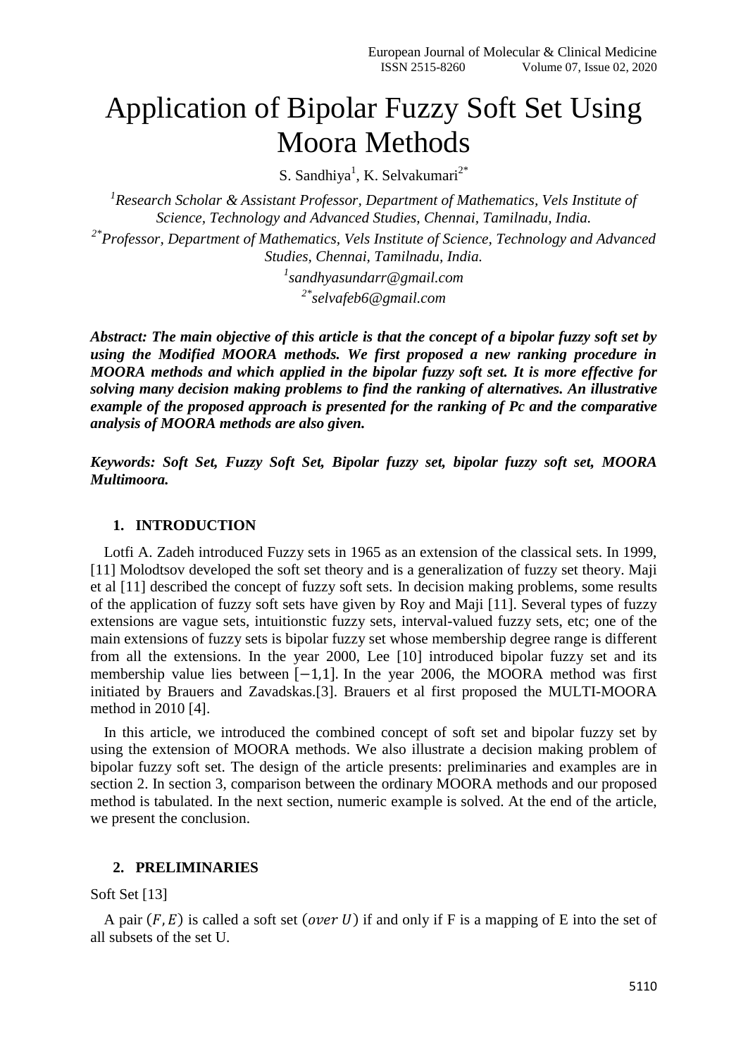# Application of Bipolar Fuzzy Soft Set Using Moora Methods

S. Sandhiya[1], K. Selvakumari[2*]

[1]*Research Scholar & Assistant Professor, Department of Mathematics, Vels Institute of Science, Technology and Advanced Studies, Chennai, Tamilnadu, India.*

[2*]*Professor, Department of Mathematics, Vels Institute of Science, Technology and Advanced Studies, Chennai, Tamilnadu, India.*

[1]*sandhyasundarr@gmail.com*

[2*]*selvafeb6@gmail.com*

***Abstract: The main objective of this article is that the concept of a bipolar fuzzy soft set by using the Modified MOORA methods. We first proposed a new ranking procedure in MOORA methods and which applied in the bipolar fuzzy soft set. It is more effective for solving many decision making problems to find the ranking of alternatives. An illustrative example of the proposed approach is presented for the ranking of Pc and the comparative analysis of MOORA methods are also given.***

***Keywords: Soft Set, Fuzzy Soft Set, Bipolar fuzzy set, bipolar fuzzy soft set, MOORA Multimoora.***

## 1. INTRODUCTION

Lotfi A. Zadeh introduced Fuzzy sets in 1965 as an extension of the classical sets. In 1999, [11] Molodtsov developed the soft set theory and is a generalization of fuzzy set theory. Maji et al [11] described the concept of fuzzy soft sets. In decision making problems, some results of the application of fuzzy soft sets have given by Roy and Maji [11]. Several types of fuzzy extensions are vague sets, intuitionstic fuzzy sets, interval-valued fuzzy sets, etc; one of the main extensions of fuzzy sets is bipolar fuzzy set whose membership degree range is different from all the extensions. In the year 2000, Lee [10] introduced bipolar fuzzy set and its membership value lies between $[-1,1]$. In the year 2006, the MOORA method was first initiated by Brauers and Zavadskas.[3]. Brauers et al first proposed the MULTI-MOORA method in 2010 [4].

In this article, we introduced the combined concept of soft set and bipolar fuzzy set by using the extension of MOORA methods. We also illustrate a decision making problem of bipolar fuzzy soft set. The design of the article presents: preliminaries and examples are in section 2. In section 3, comparison between the ordinary MOORA methods and our proposed method is tabulated. In the next section, numeric example is solved. At the end of the article, we present the conclusion.

## 2. PRELIMINARIES

Soft Set [13]

A pair $(F, E)$ is called a soft set $(over\ U)$ if and only if F is a mapping of E into the set of all subsets of the set U.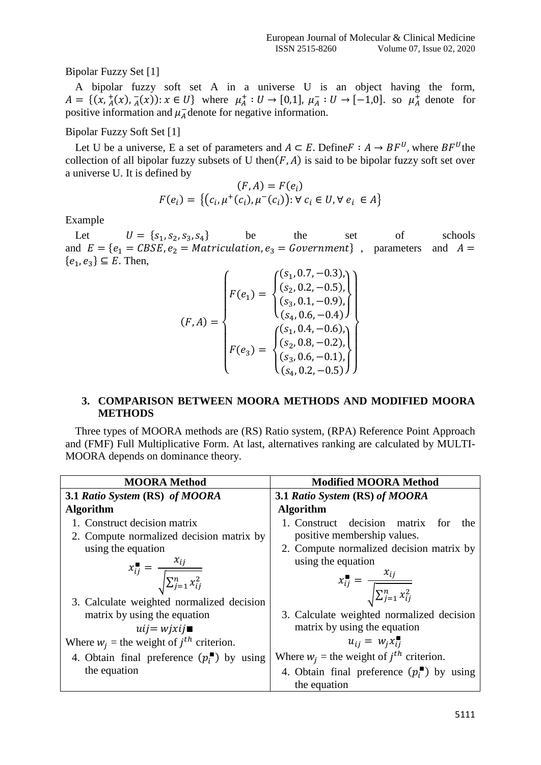Bipolar Fuzzy Set [1]

A bipolar fuzzy soft set A in a universe U is an object having the form, $A = \{(x, {}^{+}_{A}(x), {}^{-}_{A}(x)) : x \in U\}$ where $\mu_A^+ : U \to [0,1]$, $\mu_A^- : U \to [-1,0]$. so $\mu_A^+$ denote for positive information and $\mu_A^-$ denote for negative information.

Bipolar Fuzzy Soft Set [1]

Let U be a universe, E a set of parameters and $A \subset E$. Define $F : A \to BF^U$, where $BF^U$ the collection of all bipolar fuzzy subsets of U then $(F, A)$ is said to be bipolar fuzzy soft set over a universe U. It is defined by

$$(F, A) = F(e_i)$$

$$F(e_i) = \{(c_i, \mu^+(c_i), \mu^-(c_i)) : \forall\, c_i \in U, \forall\, e_i \in A\}$$

Example

Let $U = \{s_1, s_2, s_3, s_4\}$ be the set of schools and $E = \{e_1 = CBSE, e_2 = Matriculation, e_3 = Government\}$ , parameters and $A = \{e_1, e_3\} \subseteq E$. Then,

$$(F, A) = \left\{ \begin{array}{l} F(e_1) = \left\{ \begin{array}{l} (s_1, 0.7, -0.3), \\ (s_2, 0.2, -0.5), \\ (s_3, 0.1, -0.9), \\ (s_4, 0.6, -0.4) \end{array} \right\} \\ F(e_3) = \left\{ \begin{array}{l} (s_1, 0.4, -0.6), \\ (s_2, 0.8, -0.2), \\ (s_3, 0.6, -0.1), \\ (s_4, 0.2, -0.5) \end{array} \right\} \end{array} \right\}$$

## 3. COMPARISON BETWEEN MOORA METHODS AND MODIFIED MOORA METHODS

Three types of MOORA methods are (RS) Ratio system, (RPA) Reference Point Approach and (FMF) Full Multiplicative Form. At last, alternatives ranking are calculated by MULTI-MOORA depends on dominance theory.

| MOORA Method | Modified MOORA Method |
|---|---|
| **3.1 *Ratio System* (RS) *of MOORA* Algorithm**<br>1. Construct decision matrix<br>2. Compute normalized decision matrix by using the equation $x_{ij}^{\blacksquare} = \frac{x_{ij}}{\sqrt{\sum_{j=1}^{n} x_{ij}^2}}$<br>3. Calculate weighted normalized decision matrix by using the equation $uij = wjxij\blacksquare$<br>Where $w_j$ = the weight of $j^{th}$ criterion.<br>4. Obtain final preference ($p_i^{\blacksquare}$) by using the equation | **3.1 *Ratio System* (RS) *of MOORA* Algorithm**<br>1. Construct decision matrix for the positive membership values.<br>2. Compute normalized decision matrix by using the equation $x_{ij}^{\blacksquare} = \frac{x_{ij}}{\sqrt{\sum_{j=1}^{n} x_{ij}^2}}$<br>3. Calculate weighted normalized decision matrix by using the equation $u_{ij} = w_j x_{ij}^{\blacksquare}$<br>Where $w_j$ = the weight of $j^{th}$ criterion.<br>4. Obtain final preference ($p_i^{\blacksquare}$) by using the equation |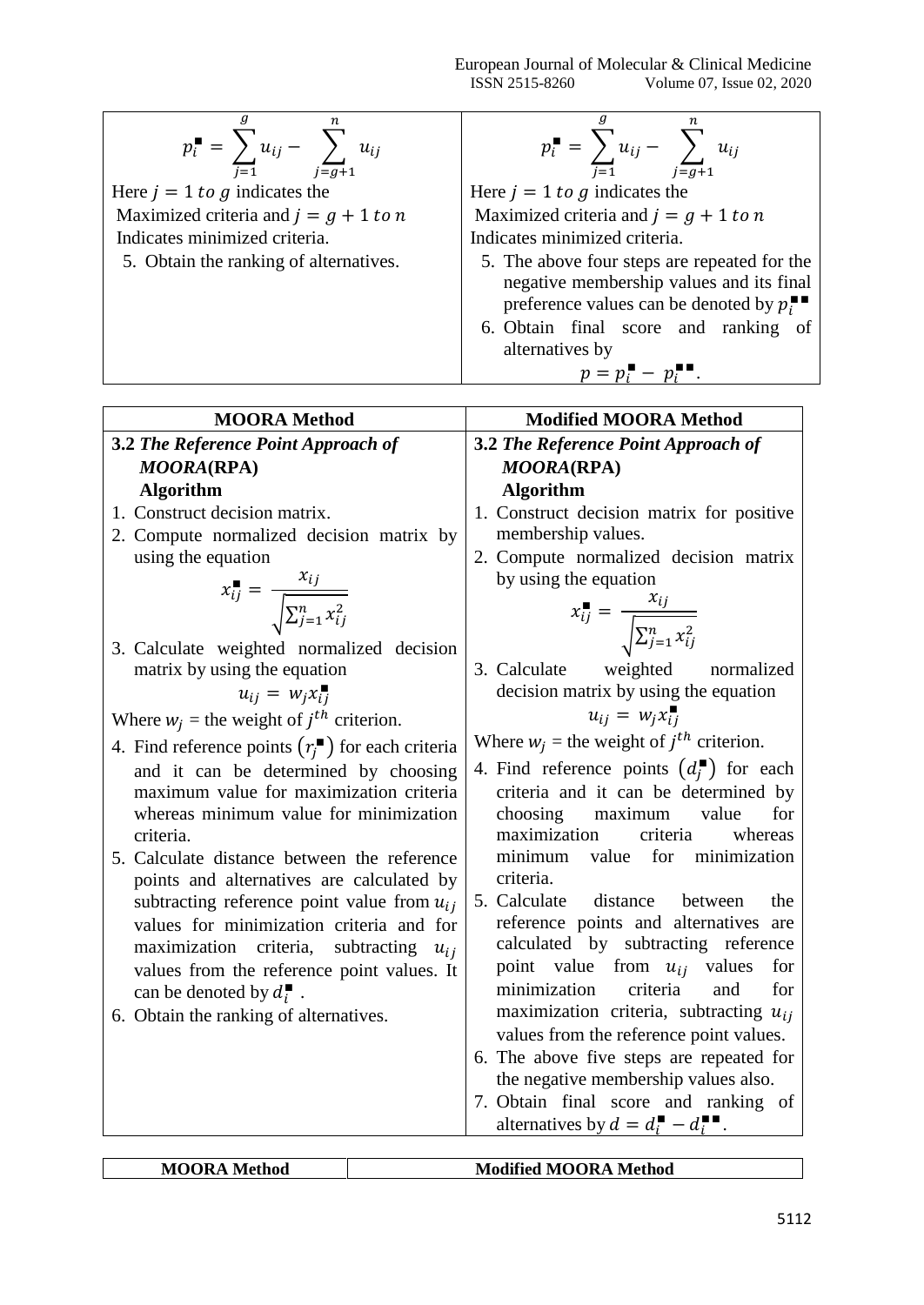| | |
|---|---|
| $$p_i^{\blacksquare} = \sum_{j=1}^{g} u_{ij} - \sum_{j=g+1}^{n} u_{ij}$$ Here $j = 1\ to\ g$ indicates the Maximized criteria and $j = g + 1\ to\ n$ Indicates minimized criteria. <br> 5. Obtain the ranking of alternatives. | $$p_i^{\blacksquare} = \sum_{j=1}^{g} u_{ij} - \sum_{j=g+1}^{n} u_{ij}$$ Here $j = 1\ to\ g$ indicates the Maximized criteria and $j = g + 1\ to\ n$ Indicates minimized criteria. <br> 5. The above four steps are repeated for the negative membership values and its final preference values can be denoted by $p_i^{\blacksquare\blacksquare}$ <br> 6. Obtain final score and ranking of alternatives by $$p = p_i^{\blacksquare} - p_i^{\blacksquare\blacksquare}.$$ |

| MOORA Method | Modified MOORA Method |
|---|---|
| **3.2** ***The Reference Point Approach of MOORA*****(RPA)** <br> **Algorithm** <br> 1. Construct decision matrix. <br> 2. Compute normalized decision matrix by using the equation $$x_{ij}^{\blacksquare} = \frac{x_{ij}}{\sqrt{\sum_{j=1}^{n} x_{ij}^2}}$$ 3. Calculate weighted normalized decision matrix by using the equation $$u_{ij} = w_j x_{ij}^{\blacksquare}$$ Where $w_j$ = the weight of $j^{th}$ criterion. <br> 4. Find reference points $(r_j^{\blacksquare})$ for each criteria and it can be determined by choosing maximum value for maximization criteria whereas minimum value for minimization criteria. <br> 5. Calculate distance between the reference points and alternatives are calculated by subtracting reference point value from $u_{ij}$ values for minimization criteria and for maximization criteria, subtracting $u_{ij}$ values from the reference point values. It can be denoted by $d_i^{\blacksquare}$ . <br> 6. Obtain the ranking of alternatives. | **3.2** ***The Reference Point Approach of MOORA*****(RPA)** <br> **Algorithm** <br> 1. Construct decision matrix for positive membership values. <br> 2. Compute normalized decision matrix by using the equation $$x_{ij}^{\blacksquare} = \frac{x_{ij}}{\sqrt{\sum_{j=1}^{n} x_{ij}^2}}$$ 3. Calculate weighted normalized decision matrix by using the equation $$u_{ij} = w_j x_{ij}^{\blacksquare}$$ Where $w_j$ = the weight of $j^{th}$ criterion. <br> 4. Find reference points $(d_j^{\blacksquare})$ for each criteria and it can be determined by choosing maximum value for maximization criteria whereas minimum value for minimization criteria. <br> 5. Calculate distance between the reference points and alternatives are calculated by subtracting reference point value from $u_{ij}$ values for minimization criteria and for maximization criteria, subtracting $u_{ij}$ values from the reference point values. <br> 6. The above five steps are repeated for the negative membership values also. <br> 7. Obtain final score and ranking of alternatives by $d = d_i^{\blacksquare} - d_i^{\blacksquare\blacksquare}$. |

| MOORA Method | Modified MOORA Method |
|---|---|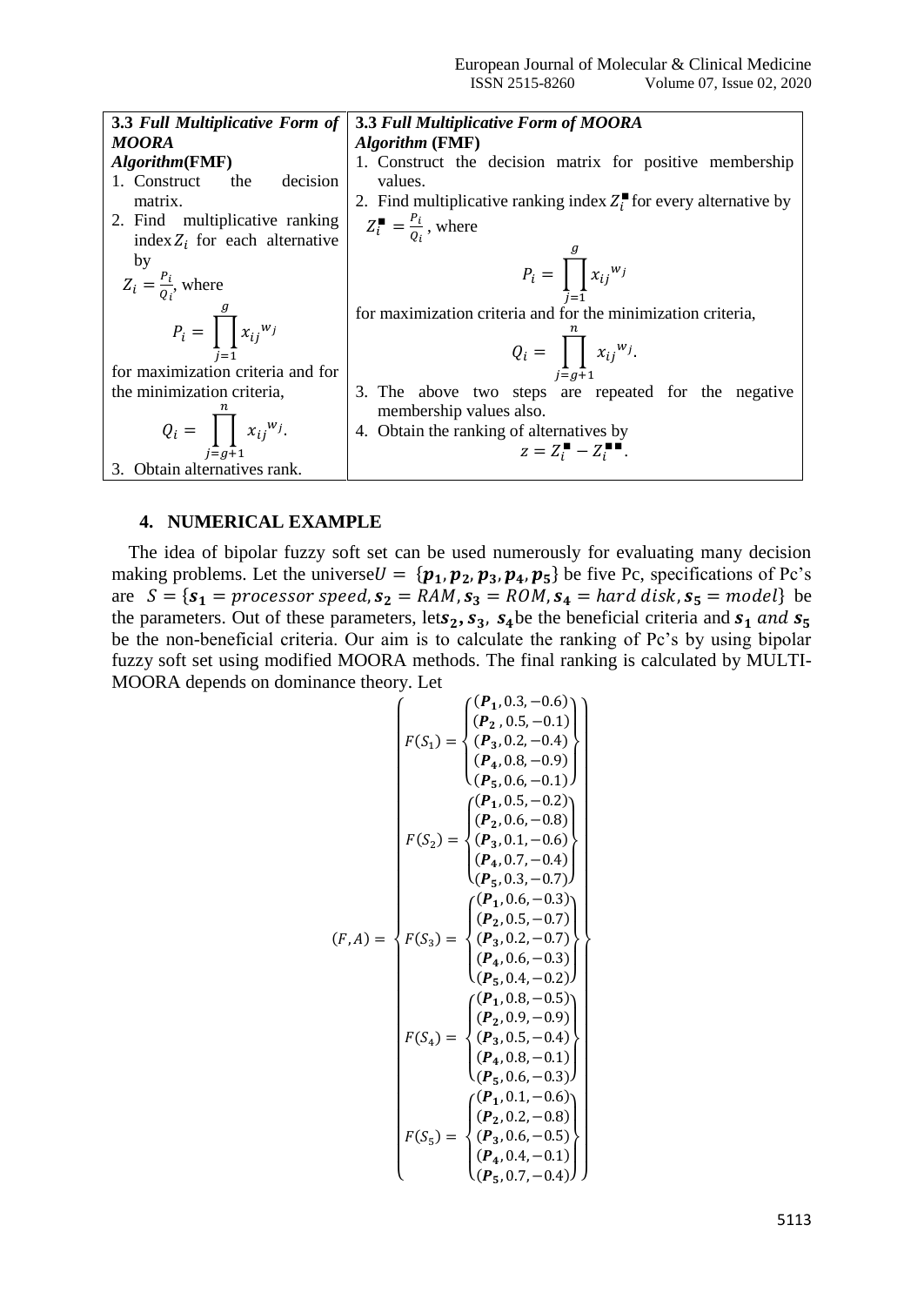| **3.3** ***Full Multiplicative Form of MOORA Algorithm*** **(FMF)** | **3.3** ***Full Multiplicative Form of MOORA Algorithm*** **(FMF)** |
|---|---|
| 1. Construct the decision matrix.<br>2. Find multiplicative ranking index $Z_i$ for each alternative by $Z_i = \frac{P_i}{Q_i}$, where $$P_i = \prod_{j=1}^{g} {x_{ij}}^{w_j}$$ for maximization criteria and for the minimization criteria, $$Q_i = \prod_{j=g+1}^{n} {x_{ij}}^{w_j}.$$ 3. Obtain alternatives rank. | 1. Construct the decision matrix for positive membership values.<br>2. Find multiplicative ranking index $Z_i^{\blacksquare}$ for every alternative by $Z_i^{\blacksquare} = \frac{P_i}{Q_i}$, where $$P_i = \prod_{j=1}^{g} {x_{ij}}^{w_j}$$ for maximization criteria and for the minimization criteria, $$Q_i = \prod_{j=g+1}^{n} {x_{ij}}^{w_j}.$$ 3. The above two steps are repeated for the negative membership values also.<br>4. Obtain the ranking of alternatives by $$z = Z_i^{\blacksquare} - Z_i^{\blacksquare\blacksquare}.$$ |

## 4. NUMERICAL EXAMPLE

The idea of bipolar fuzzy soft set can be used numerously for evaluating many decision making problems. Let the universe $U = \{\boldsymbol{p_1}, \boldsymbol{p_2}, \boldsymbol{p_3}, \boldsymbol{p_4}, \boldsymbol{p_5}\}$ be five Pc, specifications of Pc's are $S = \{\boldsymbol{s_1} = processor\ speed, \boldsymbol{s_2} = RAM, \boldsymbol{s_3} = ROM, \boldsymbol{s_4} = hard\ disk, \boldsymbol{s_5} = model\}$ be the parameters. Out of these parameters, let $\boldsymbol{s_2}, \boldsymbol{s_3}, \boldsymbol{s_4}$ be the beneficial criteria and $\boldsymbol{s_1}$ *and* $\boldsymbol{s_5}$ be the non-beneficial criteria. Our aim is to calculate the ranking of Pc's by using bipolar fuzzy soft set using modified MOORA methods. The final ranking is calculated by MULTI-MOORA depends on dominance theory. Let

$$(F, A) = \left\{ \begin{array}{l} F(S_1) = \left\{ \begin{array}{l} (\boldsymbol{P_1}, 0.3, -0.6) \\ (\boldsymbol{P_2}, 0.5, -0.1) \\ (\boldsymbol{P_3}, 0.2, -0.4) \\ (\boldsymbol{P_4}, 0.8, -0.9) \\ (\boldsymbol{P_5}, 0.6, -0.1) \end{array} \right\} \\ F(S_2) = \left\{ \begin{array}{l} (\boldsymbol{P_1}, 0.5, -0.2) \\ (\boldsymbol{P_2}, 0.6, -0.8) \\ (\boldsymbol{P_3}, 0.1, -0.6) \\ (\boldsymbol{P_4}, 0.7, -0.4) \\ (\boldsymbol{P_5}, 0.3, -0.7) \end{array} \right\} \\ F(S_3) = \left\{ \begin{array}{l} (\boldsymbol{P_1}, 0.6, -0.3) \\ (\boldsymbol{P_2}, 0.5, -0.7) \\ (\boldsymbol{P_3}, 0.2, -0.7) \\ (\boldsymbol{P_4}, 0.6, -0.3) \\ (\boldsymbol{P_5}, 0.4, -0.2) \end{array} \right\} \\ F(S_4) = \left\{ \begin{array}{l} (\boldsymbol{P_1}, 0.8, -0.5) \\ (\boldsymbol{P_2}, 0.9, -0.9) \\ (\boldsymbol{P_3}, 0.5, -0.4) \\ (\boldsymbol{P_4}, 0.8, -0.1) \\ (\boldsymbol{P_5}, 0.6, -0.3) \end{array} \right\} \\ F(S_5) = \left\{ \begin{array}{l} (\boldsymbol{P_1}, 0.1, -0.6) \\ (\boldsymbol{P_2}, 0.2, -0.8) \\ (\boldsymbol{P_3}, 0.6, -0.5) \\ (\boldsymbol{P_4}, 0.4, -0.1) \\ (\boldsymbol{P_5}, 0.7, -0.4) \end{array} \right\} \end{array} \right\}$$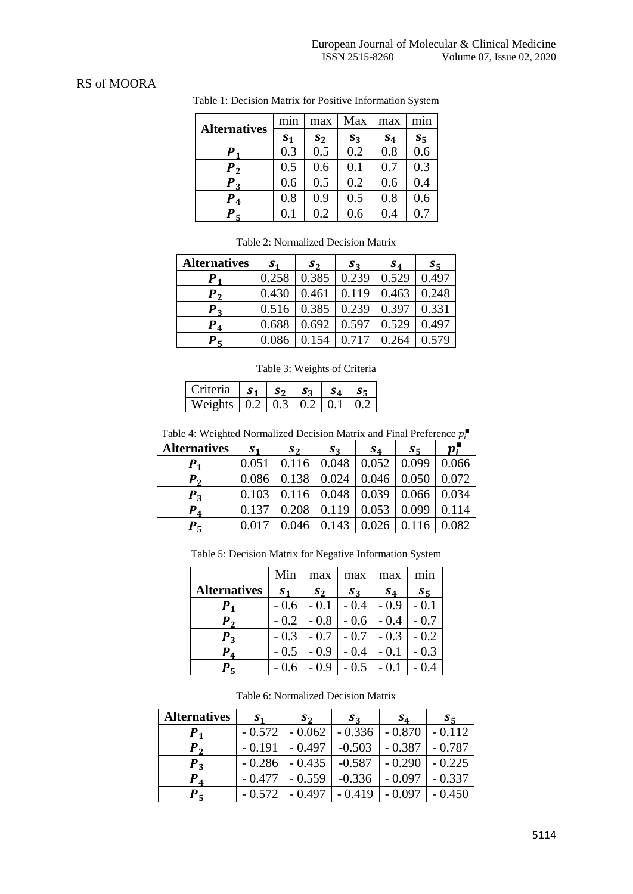RS of MOORA

Table 1: Decision Matrix for Positive Information System

| Alternatives | min | max | Max | max | min |
|---|---|---|---|---|---|
| | $s_1$ | $s_2$ | $s_3$ | $s_4$ | $s_5$ |
| $P_1$ | 0.3 | 0.5 | 0.2 | 0.8 | 0.6 |
| $P_2$ | 0.5 | 0.6 | 0.1 | 0.7 | 0.3 |
| $P_3$ | 0.6 | 0.5 | 0.2 | 0.6 | 0.4 |
| $P_4$ | 0.8 | 0.9 | 0.5 | 0.8 | 0.6 |
| $P_5$ | 0.1 | 0.2 | 0.6 | 0.4 | 0.7 |

Table 2: Normalized Decision Matrix

| Alternatives | $s_1$ | $s_2$ | $s_3$ | $s_4$ | $s_5$ |
|---|---|---|---|---|---|
| $P_1$ | 0.258 | 0.385 | 0.239 | 0.529 | 0.497 |
| $P_2$ | 0.430 | 0.461 | 0.119 | 0.463 | 0.248 |
| $P_3$ | 0.516 | 0.385 | 0.239 | 0.397 | 0.331 |
| $P_4$ | 0.688 | 0.692 | 0.597 | 0.529 | 0.497 |
| $P_5$ | 0.086 | 0.154 | 0.717 | 0.264 | 0.579 |

Table 3: Weights of Criteria

| Criteria | $s_1$ | $s_2$ | $s_3$ | $s_4$ | $s_5$ |
|---|---|---|---|---|---|
| Weights | 0.2 | 0.3 | 0.2 | 0.1 | 0.2 |

Table 4: Weighted Normalized Decision Matrix and Final Preference $p_i^{\blacksquare}$

| Alternatives | $s_1$ | $s_2$ | $s_3$ | $s_4$ | $s_5$ | $p_i^{\blacksquare}$ |
|---|---|---|---|---|---|---|
| $P_1$ | 0.051 | 0.116 | 0.048 | 0.052 | 0.099 | 0.066 |
| $P_2$ | 0.086 | 0.138 | 0.024 | 0.046 | 0.050 | 0.072 |
| $P_3$ | 0.103 | 0.116 | 0.048 | 0.039 | 0.066 | 0.034 |
| $P_4$ | 0.137 | 0.208 | 0.119 | 0.053 | 0.099 | 0.114 |
| $P_5$ | 0.017 | 0.046 | 0.143 | 0.026 | 0.116 | 0.082 |

Table 5: Decision Matrix for Negative Information System

| | Min | max | max | max | min |
|---|---|---|---|---|---|
| Alternatives | $s_1$ | $s_2$ | $s_3$ | $s_4$ | $s_5$ |
| $P_1$ | - 0.6 | - 0.1 | - 0.4 | - 0.9 | - 0.1 |
| $P_2$ | - 0.2 | - 0.8 | - 0.6 | - 0.4 | - 0.7 |
| $P_3$ | - 0.3 | - 0.7 | - 0.7 | - 0.3 | - 0.2 |
| $P_4$ | - 0.5 | - 0.9 | - 0.4 | - 0.1 | - 0.3 |
| $P_5$ | - 0.6 | - 0.9 | - 0.5 | - 0.1 | - 0.4 |

Table 6: Normalized Decision Matrix

| Alternatives | $s_1$ | $s_2$ | $s_3$ | $s_4$ | $s_5$ |
|---|---|---|---|---|---|
| $P_1$ | - 0.572 | - 0.062 | - 0.336 | - 0.870 | - 0.112 |
| $P_2$ | - 0.191 | - 0.497 | -0.503 | - 0.387 | - 0.787 |
| $P_3$ | - 0.286 | - 0.435 | -0.587 | - 0.290 | - 0.225 |
| $P_4$ | - 0.477 | - 0.559 | -0.336 | - 0.097 | - 0.337 |
| $P_5$ | - 0.572 | - 0.497 | - 0.419 | - 0.097 | - 0.450 |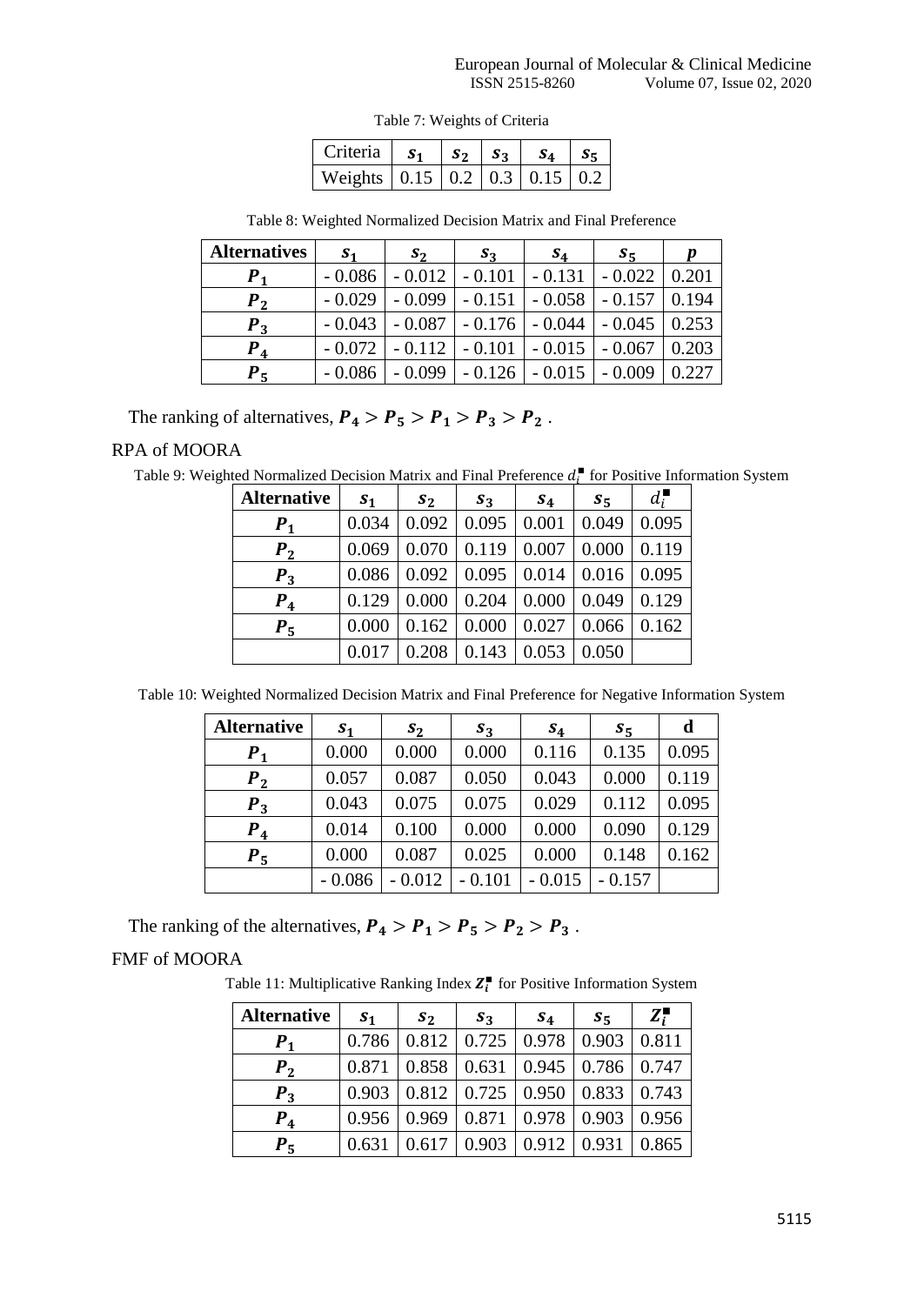Table 7: Weights of Criteria

| Criteria | $s_1$ | $s_2$ | $s_3$ | $s_4$ | $s_5$ |
|---|---|---|---|---|---|
| Weights | 0.15 | 0.2 | 0.3 | 0.15 | 0.2 |

Table 8: Weighted Normalized Decision Matrix and Final Preference

| Alternatives | $s_1$ | $s_2$ | $s_3$ | $s_4$ | $s_5$ | $p$ |
|---|---|---|---|---|---|---|
| $P_1$ | - 0.086 | - 0.012 | - 0.101 | - 0.131 | - 0.022 | 0.201 |
| $P_2$ | - 0.029 | - 0.099 | - 0.151 | - 0.058 | - 0.157 | 0.194 |
| $P_3$ | - 0.043 | - 0.087 | - 0.176 | - 0.044 | - 0.045 | 0.253 |
| $P_4$ | - 0.072 | - 0.112 | - 0.101 | - 0.015 | - 0.067 | 0.203 |
| $P_5$ | - 0.086 | - 0.099 | - 0.126 | - 0.015 | - 0.009 | 0.227 |

The ranking of alternatives, $P_4 > P_5 > P_1 > P_3 > P_2$ .

## RPA of MOORA

Table 9: Weighted Normalized Decision Matrix and Final Preference $d_i^{■}$ for Positive Information System

| Alternative | $s_1$ | $s_2$ | $s_3$ | $s_4$ | $s_5$ | $d_i^{■}$ |
|---|---|---|---|---|---|---|
| $P_1$ | 0.034 | 0.092 | 0.095 | 0.001 | 0.049 | 0.095 |
| $P_2$ | 0.069 | 0.070 | 0.119 | 0.007 | 0.000 | 0.119 |
| $P_3$ | 0.086 | 0.092 | 0.095 | 0.014 | 0.016 | 0.095 |
| $P_4$ | 0.129 | 0.000 | 0.204 | 0.000 | 0.049 | 0.129 |
| $P_5$ | 0.000 | 0.162 | 0.000 | 0.027 | 0.066 | 0.162 |
| | 0.017 | 0.208 | 0.143 | 0.053 | 0.050 | |

Table 10: Weighted Normalized Decision Matrix and Final Preference for Negative Information System

| Alternative | $s_1$ | $s_2$ | $s_3$ | $s_4$ | $s_5$ | d |
|---|---|---|---|---|---|---|
| $P_1$ | 0.000 | 0.000 | 0.000 | 0.116 | 0.135 | 0.095 |
| $P_2$ | 0.057 | 0.087 | 0.050 | 0.043 | 0.000 | 0.119 |
| $P_3$ | 0.043 | 0.075 | 0.075 | 0.029 | 0.112 | 0.095 |
| $P_4$ | 0.014 | 0.100 | 0.000 | 0.000 | 0.090 | 0.129 |
| $P_5$ | 0.000 | 0.087 | 0.025 | 0.000 | 0.148 | 0.162 |
| | - 0.086 | - 0.012 | - 0.101 | - 0.015 | - 0.157 | |

The ranking of the alternatives, $P_4 > P_1 > P_5 > P_2 > P_3$ .

## FMF of MOORA

Table 11: Multiplicative Ranking Index $Z_i^{■}$ for Positive Information System

| Alternative | $s_1$ | $s_2$ | $s_3$ | $s_4$ | $s_5$ | $Z_i^{■}$ |
|---|---|---|---|---|---|---|
| $P_1$ | 0.786 | 0.812 | 0.725 | 0.978 | 0.903 | 0.811 |
| $P_2$ | 0.871 | 0.858 | 0.631 | 0.945 | 0.786 | 0.747 |
| $P_3$ | 0.903 | 0.812 | 0.725 | 0.950 | 0.833 | 0.743 |
| $P_4$ | 0.956 | 0.969 | 0.871 | 0.978 | 0.903 | 0.956 |
| $P_5$ | 0.631 | 0.617 | 0.903 | 0.912 | 0.931 | 0.865 |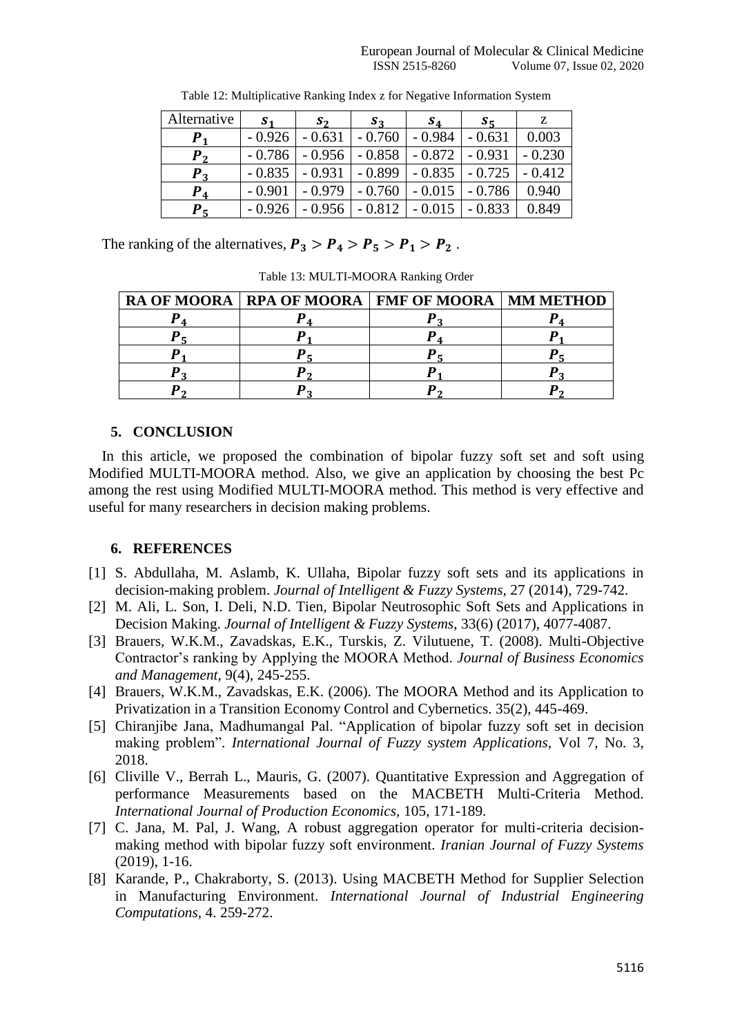Table 12: Multiplicative Ranking Index z for Negative Information System

| Alternative | $s_1$ | $s_2$ | $s_3$ | $s_4$ | $s_5$ | z |
|---|---|---|---|---|---|---|
| $P_1$ | - 0.926 | - 0.631 | - 0.760 | - 0.984 | - 0.631 | 0.003 |
| $P_2$ | - 0.786 | - 0.956 | - 0.858 | - 0.872 | - 0.931 | - 0.230 |
| $P_3$ | - 0.835 | - 0.931 | - 0.899 | - 0.835 | - 0.725 | - 0.412 |
| $P_4$ | - 0.901 | - 0.979 | - 0.760 | - 0.015 | - 0.786 | 0.940 |
| $P_5$ | - 0.926 | - 0.956 | - 0.812 | - 0.015 | - 0.833 | 0.849 |

The ranking of the alternatives, $P_3 > P_4 > P_5 > P_1 > P_2$ .

Table 13: MULTI-MOORA Ranking Order

| RA OF MOORA | RPA OF MOORA | FMF OF MOORA | MM METHOD |
|---|---|---|---|
| $P_4$ | $P_4$ | $P_3$ | $P_4$ |
| $P_5$ | $P_1$ | $P_4$ | $P_1$ |
| $P_1$ | $P_5$ | $P_5$ | $P_5$ |
| $P_3$ | $P_2$ | $P_1$ | $P_3$ |
| $P_2$ | $P_3$ | $P_2$ | $P_2$ |

## 5. CONCLUSION

In this article, we proposed the combination of bipolar fuzzy soft set and soft using Modified MULTI-MOORA method. Also, we give an application by choosing the best Pc among the rest using Modified MULTI-MOORA method. This method is very effective and useful for many researchers in decision making problems.

## 6. REFERENCES

[1] S. Abdullaha, M. Aslamb, K. Ullaha, Bipolar fuzzy soft sets and its applications in decision-making problem. *Journal of Intelligent & Fuzzy Systems*, 27 (2014), 729-742.

[2] M. Ali, L. Son, I. Deli, N.D. Tien, Bipolar Neutrosophic Soft Sets and Applications in Decision Making. *Journal of Intelligent & Fuzzy Systems*, 33(6) (2017), 4077-4087.

[3] Brauers, W.K.M., Zavadskas, E.K., Turskis, Z. Vilutuene, T. (2008). Multi-Objective Contractor's ranking by Applying the MOORA Method. *Journal of Business Economics and Management*, 9(4), 245-255.

[4] Brauers, W.K.M., Zavadskas, E.K. (2006). The MOORA Method and its Application to Privatization in a Transition Economy Control and Cybernetics. 35(2), 445-469.

[5] Chiranjibe Jana, Madhumangal Pal. "Application of bipolar fuzzy soft set in decision making problem". *International Journal of Fuzzy system Applications*, Vol 7, No. 3, 2018.

[6] Cliville V., Berrah L., Mauris, G. (2007). Quantitative Expression and Aggregation of performance Measurements based on the MACBETH Multi-Criteria Method. *International Journal of Production Economics*, 105, 171-189.

[7] C. Jana, M. Pal, J. Wang, A robust aggregation operator for multi-criteria decision-making method with bipolar fuzzy soft environment. *Iranian Journal of Fuzzy Systems* (2019), 1-16.

[8] Karande, P., Chakraborty, S. (2013). Using MACBETH Method for Supplier Selection in Manufacturing Environment. *International Journal of Industrial Engineering Computations*, 4. 259-272.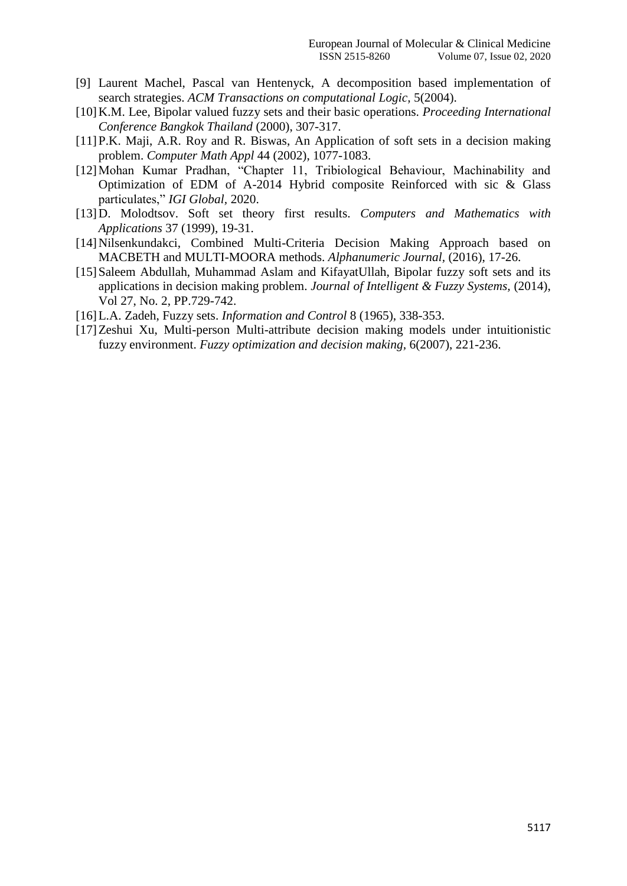[9] Laurent Machel, Pascal van Hentenyck, A decomposition based implementation of search strategies. *ACM Transactions on computational Logic,* 5(2004).

[10] K.M. Lee, Bipolar valued fuzzy sets and their basic operations. *Proceeding International Conference Bangkok Thailand* (2000), 307-317.

[11] P.K. Maji, A.R. Roy and R. Biswas, An Application of soft sets in a decision making problem. *Computer Math Appl* 44 (2002), 1077-1083.

[12] Mohan Kumar Pradhan, "Chapter 11, Tribiological Behaviour, Machinability and Optimization of EDM of A-2014 Hybrid composite Reinforced with sic & Glass particulates," *IGI Global*, 2020.

[13] D. Molodtsov. Soft set theory first results. *Computers and Mathematics with Applications* 37 (1999), 19-31.

[14] Nilsenkundakci, Combined Multi-Criteria Decision Making Approach based on MACBETH and MULTI-MOORA methods. *Alphanumeric Journal*, (2016), 17-26.

[15] Saleem Abdullah, Muhammad Aslam and KifayatUllah, Bipolar fuzzy soft sets and its applications in decision making problem. *Journal of Intelligent & Fuzzy Systems,* (2014), Vol 27, No. 2, PP.729-742.

[16] L.A. Zadeh, Fuzzy sets. *Information and Control* 8 (1965), 338-353.

[17] Zeshui Xu, Multi-person Multi-attribute decision making models under intuitionistic fuzzy environment. *Fuzzy optimization and decision making,* 6(2007), 221-236.